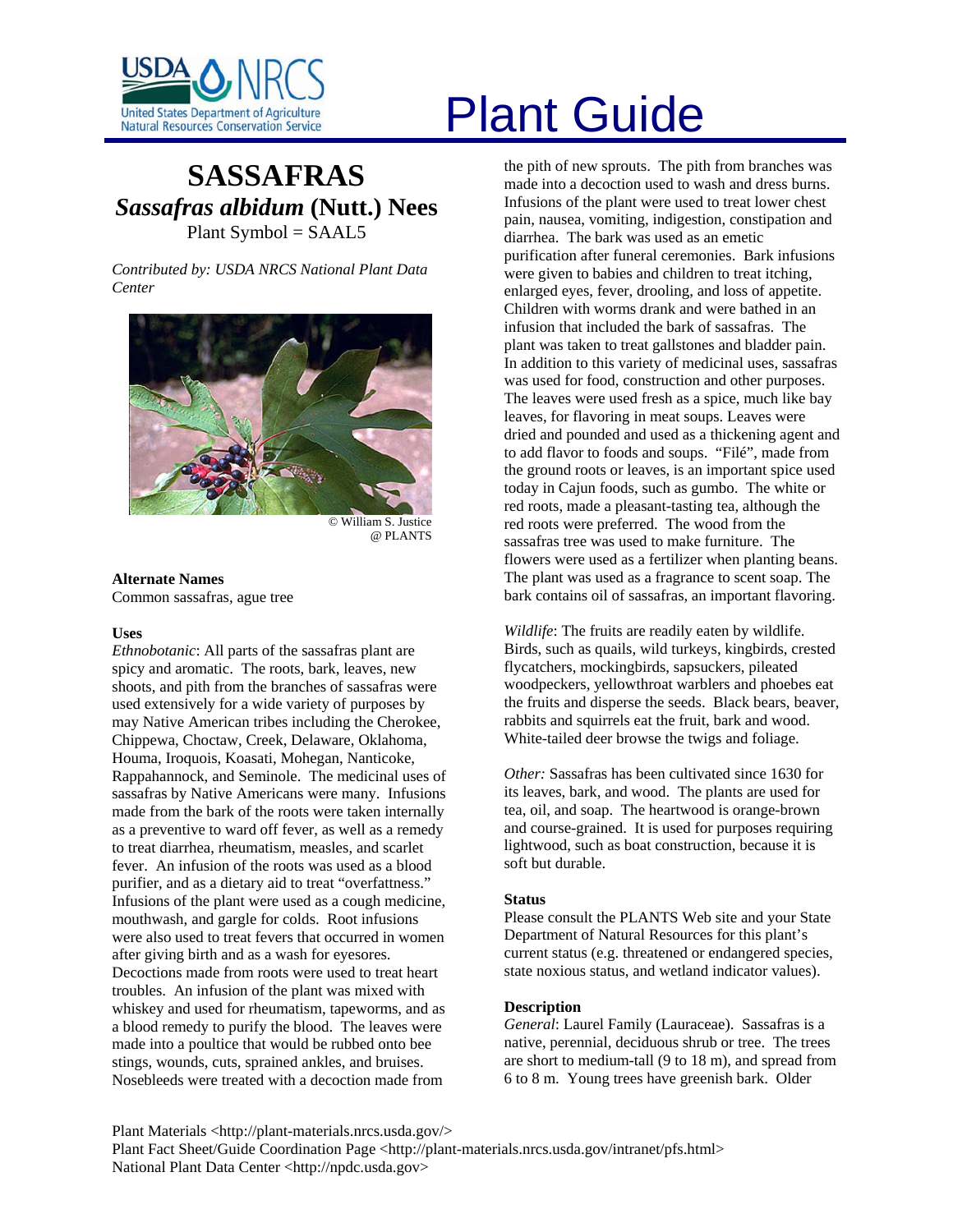# Plant Guide

## SASSAFRAS
## *Sassafras albidum* (Nutt.) Nees
Plant Symbol = SAAL5

*Contributed by: USDA NRCS National Plant Data Center*

© William S. Justice @ PLANTS

### Alternate Names
Common sassafras, ague tree

### Uses
*Ethnobotanic*: All parts of the sassafras plant are spicy and aromatic. The roots, bark, leaves, new shoots, and pith from the branches of sassafras were used extensively for a wide variety of purposes by may Native American tribes including the Cherokee, Chippewa, Choctaw, Creek, Delaware, Oklahoma, Houma, Iroquois, Koasati, Mohegan, Nanticoke, Rappahannock, and Seminole. The medicinal uses of sassafras by Native Americans were many. Infusions made from the bark of the roots were taken internally as a preventive to ward off fever, as well as a remedy to treat diarrhea, rheumatism, measles, and scarlet fever. An infusion of the roots was used as a blood purifier, and as a dietary aid to treat "overfattness." Infusions of the plant were used as a cough medicine, mouthwash, and gargle for colds. Root infusions were also used to treat fevers that occurred in women after giving birth and as a wash for eyesores. Decoctions made from roots were used to treat heart troubles. An infusion of the plant was mixed with whiskey and used for rheumatism, tapeworms, and as a blood remedy to purify the blood. The leaves were made into a poultice that would be rubbed onto bee stings, wounds, cuts, sprained ankles, and bruises. Nosebleeds were treated with a decoction made from the pith of new sprouts. The pith from branches was made into a decoction used to wash and dress burns. Infusions of the plant were used to treat lower chest pain, nausea, vomiting, indigestion, constipation and diarrhea. The bark was used as an emetic purification after funeral ceremonies. Bark infusions were given to babies and children to treat itching, enlarged eyes, fever, drooling, and loss of appetite. Children with worms drank and were bathed in an infusion that included the bark of sassafras. The plant was taken to treat gallstones and bladder pain. In addition to this variety of medicinal uses, sassafras was used for food, construction and other purposes. The leaves were used fresh as a spice, much like bay leaves, for flavoring in meat soups. Leaves were dried and pounded and used as a thickening agent and to add flavor to foods and soups. "Filé", made from the ground roots or leaves, is an important spice used today in Cajun foods, such as gumbo. The white or red roots, made a pleasant-tasting tea, although the red roots were preferred. The wood from the sassafras tree was used to make furniture. The flowers were used as a fertilizer when planting beans. The plant was used as a fragrance to scent soap. The bark contains oil of sassafras, an important flavoring.

*Wildlife*: The fruits are readily eaten by wildlife. Birds, such as quails, wild turkeys, kingbirds, crested flycatchers, mockingbirds, sapsuckers, pileated woodpeckers, yellowthroat warblers and phoebes eat the fruits and disperse the seeds. Black bears, beaver, rabbits and squirrels eat the fruit, bark and wood. White-tailed deer browse the twigs and foliage.

*Other:* Sassafras has been cultivated since 1630 for its leaves, bark, and wood. The plants are used for tea, oil, and soap. The heartwood is orange-brown and course-grained. It is used for purposes requiring lightwood, such as boat construction, because it is soft but durable.

### Status
Please consult the PLANTS Web site and your State Department of Natural Resources for this plant's current status (e.g. threatened or endangered species, state noxious status, and wetland indicator values).

### Description
*General*: Laurel Family (Lauraceae). Sassafras is a native, perennial, deciduous shrub or tree. The trees are short to medium-tall (9 to 18 m), and spread from 6 to 8 m. Young trees have greenish bark. Older

Plant Materials <http://plant-materials.nrcs.usda.gov/>
Plant Fact Sheet/Guide Coordination Page <http://plant-materials.nrcs.usda.gov/intranet/pfs.html>
National Plant Data Center <http://npdc.usda.gov>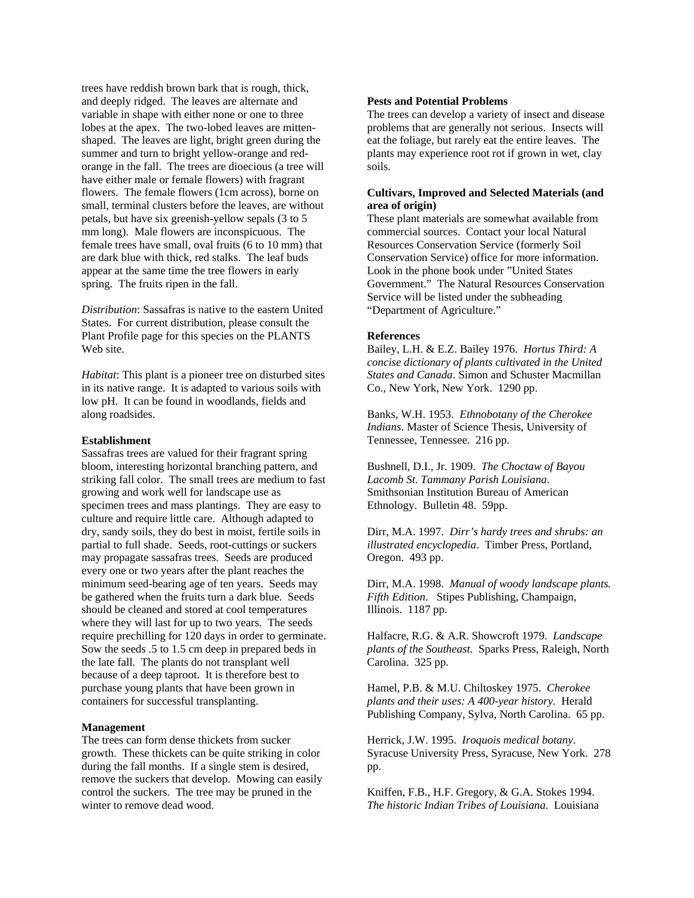trees have reddish brown bark that is rough, thick, and deeply ridged. The leaves are alternate and variable in shape with either none or one to three lobes at the apex. The two-lobed leaves are mitten-shaped. The leaves are light, bright green during the summer and turn to bright yellow-orange and red-orange in the fall. The trees are dioecious (a tree will have either male or female flowers) with fragrant flowers. The female flowers (1cm across), borne on small, terminal clusters before the leaves, are without petals, but have six greenish-yellow sepals (3 to 5 mm long). Male flowers are inconspicuous. The female trees have small, oval fruits (6 to 10 mm) that are dark blue with thick, red stalks. The leaf buds appear at the same time the tree flowers in early spring. The fruits ripen in the fall.

*Distribution*: Sassafras is native to the eastern United States. For current distribution, please consult the Plant Profile page for this species on the PLANTS Web site.

*Habitat*: This plant is a pioneer tree on disturbed sites in its native range. It is adapted to various soils with low pH. It can be found in woodlands, fields and along roadsides.

**Establishment**

Sassafras trees are valued for their fragrant spring bloom, interesting horizontal branching pattern, and striking fall color. The small trees are medium to fast growing and work well for landscape use as specimen trees and mass plantings. They are easy to culture and require little care. Although adapted to dry, sandy soils, they do best in moist, fertile soils in partial to full shade. Seeds, root-cuttings or suckers may propagate sassafras trees. Seeds are produced every one or two years after the plant reaches the minimum seed-bearing age of ten years. Seeds may be gathered when the fruits turn a dark blue. Seeds should be cleaned and stored at cool temperatures where they will last for up to two years. The seeds require prechilling for 120 days in order to germinate. Sow the seeds .5 to 1.5 cm deep in prepared beds in the late fall. The plants do not transplant well because of a deep taproot. It is therefore best to purchase young plants that have been grown in containers for successful transplanting.

**Management**

The trees can form dense thickets from sucker growth. These thickets can be quite striking in color during the fall months. If a single stem is desired, remove the suckers that develop. Mowing can easily control the suckers. The tree may be pruned in the winter to remove dead wood.

**Pests and Potential Problems**

The trees can develop a variety of insect and disease problems that are generally not serious. Insects will eat the foliage, but rarely eat the entire leaves. The plants may experience root rot if grown in wet, clay soils.

**Cultivars, Improved and Selected Materials (and area of origin)**

These plant materials are somewhat available from commercial sources. Contact your local Natural Resources Conservation Service (formerly Soil Conservation Service) office for more information. Look in the phone book under "United States Government." The Natural Resources Conservation Service will be listed under the subheading "Department of Agriculture."

**References**

Bailey, L.H. & E.Z. Bailey 1976. *Hortus Third: A concise dictionary of plants cultivated in the United States and Canada*. Simon and Schuster Macmillan Co., New York, New York. 1290 pp.

Banks, W.H. 1953. *Ethnobotany of the Cherokee Indians*. Master of Science Thesis, University of Tennessee, Tennessee. 216 pp.

Bushnell, D.I., Jr. 1909. *The Choctaw of Bayou Lacomb St. Tammany Parish Louisiana*. Smithsonian Institution Bureau of American Ethnology. Bulletin 48. 59pp.

Dirr, M.A. 1997. *Dirr's hardy trees and shrubs: an illustrated encyclopedia*. Timber Press, Portland, Oregon. 493 pp.

Dirr, M.A. 1998. *Manual of woody landscape plants. Fifth Edition*. Stipes Publishing, Champaign, Illinois. 1187 pp.

Halfacre, R.G. & A.R. Showcroft 1979. *Landscape plants of the Southeast*. Sparks Press, Raleigh, North Carolina. 325 pp.

Hamel, P.B. & M.U. Chiltoskey 1975. *Cherokee plants and their uses: A 400-year history*. Herald Publishing Company, Sylva, North Carolina. 65 pp.

Herrick, J.W. 1995. *Iroquois medical botany*. Syracuse University Press, Syracuse, New York. 278 pp.

Kniffen, F.B., H.F. Gregory, & G.A. Stokes 1994. *The historic Indian Tribes of Louisiana*. Louisiana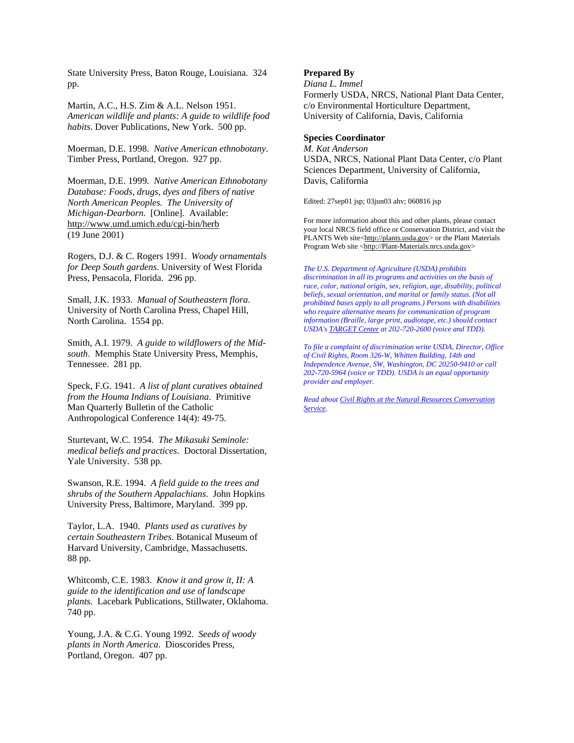State University Press, Baton Rouge, Louisiana. 324 pp.

Martin, A.C., H.S. Zim & A.L. Nelson 1951. *American wildlife and plants: A guide to wildlife food habits*. Dover Publications, New York. 500 pp.

Moerman, D.E. 1998. *Native American ethnobotany*. Timber Press, Portland, Oregon. 927 pp.

Moerman, D.E. 1999. *Native American Ethnobotany Database: Foods, drugs, dyes and fibers of native North American Peoples. The University of Michigan-Dearborn.* [Online]. Available: http://www.umd.umich.edu/cgi-bin/herb (19 June 2001)

Rogers, D.J. & C. Rogers 1991. *Woody ornamentals for Deep South gardens*. University of West Florida Press, Pensacola, Florida. 296 pp.

Small, J.K. 1933. *Manual of Southeastern flora*. University of North Carolina Press, Chapel Hill, North Carolina. 1554 pp.

Smith, A.I. 1979. *A guide to wildflowers of the Mid-south*. Memphis State University Press, Memphis, Tennessee. 281 pp.

Speck, F.G. 1941. *A list of plant curatives obtained from the Houma Indians of Louisiana*. Primitive Man Quarterly Bulletin of the Catholic Anthropological Conference 14(4): 49-75.

Sturtevant, W.C. 1954. *The Mikasuki Seminole: medical beliefs and practices*. Doctoral Dissertation, Yale University. 538 pp.

Swanson, R.E. 1994. *A field guide to the trees and shrubs of the Southern Appalachians*. John Hopkins University Press, Baltimore, Maryland. 399 pp.

Taylor, L.A. 1940. *Plants used as curatives by certain Southeastern Tribes*. Botanical Museum of Harvard University, Cambridge, Massachusetts. 88 pp.

Whitcomb, C.E. 1983. *Know it and grow it, II: A guide to the identification and use of landscape plants*. Lacebark Publications, Stillwater, Oklahoma. 740 pp.

Young, J.A. & C.G. Young 1992. *Seeds of woody plants in North America.* Dioscorides Press, Portland, Oregon. 407 pp.

**Prepared By**

*Diana L. Immel*
Formerly USDA, NRCS, National Plant Data Center, c/o Environmental Horticulture Department, University of California, Davis, California

**Species Coordinator**

*M. Kat Anderson*
USDA, NRCS, National Plant Data Center, c/o Plant Sciences Department, University of California, Davis, California

Edited: 27sep01 jsp; 03jun03 ahv; 060816 jsp

For more information about this and other plants, please contact your local NRCS field office or Conservation District, and visit the PLANTS Web site<http://plants.usda.gov> or the Plant Materials Program Web site <http://Plant-Materials.nrcs.usda.gov>

*The U.S. Department of Agriculture (USDA) prohibits discrimination in all its programs and activities on the basis of race, color, national origin, sex, religion, age, disability, political beliefs, sexual orientation, and marital or family status. (Not all prohibited bases apply to all programs.) Persons with disabilities who require alternative means for communication of program information (Braille, large print, audiotape, etc.) should contact USDA's TARGET Center at 202-720-2600 (voice and TDD).*

*To file a complaint of discrimination write USDA, Director, Office of Civil Rights, Room 326-W, Whitten Building, 14th and Independence Avenue, SW, Washington, DC 20250-9410 or call 202-720-5964 (voice or TDD). USDA is an equal opportunity provider and employer.*

*Read about Civil Rights at the Natural Resources Convervation Service.*